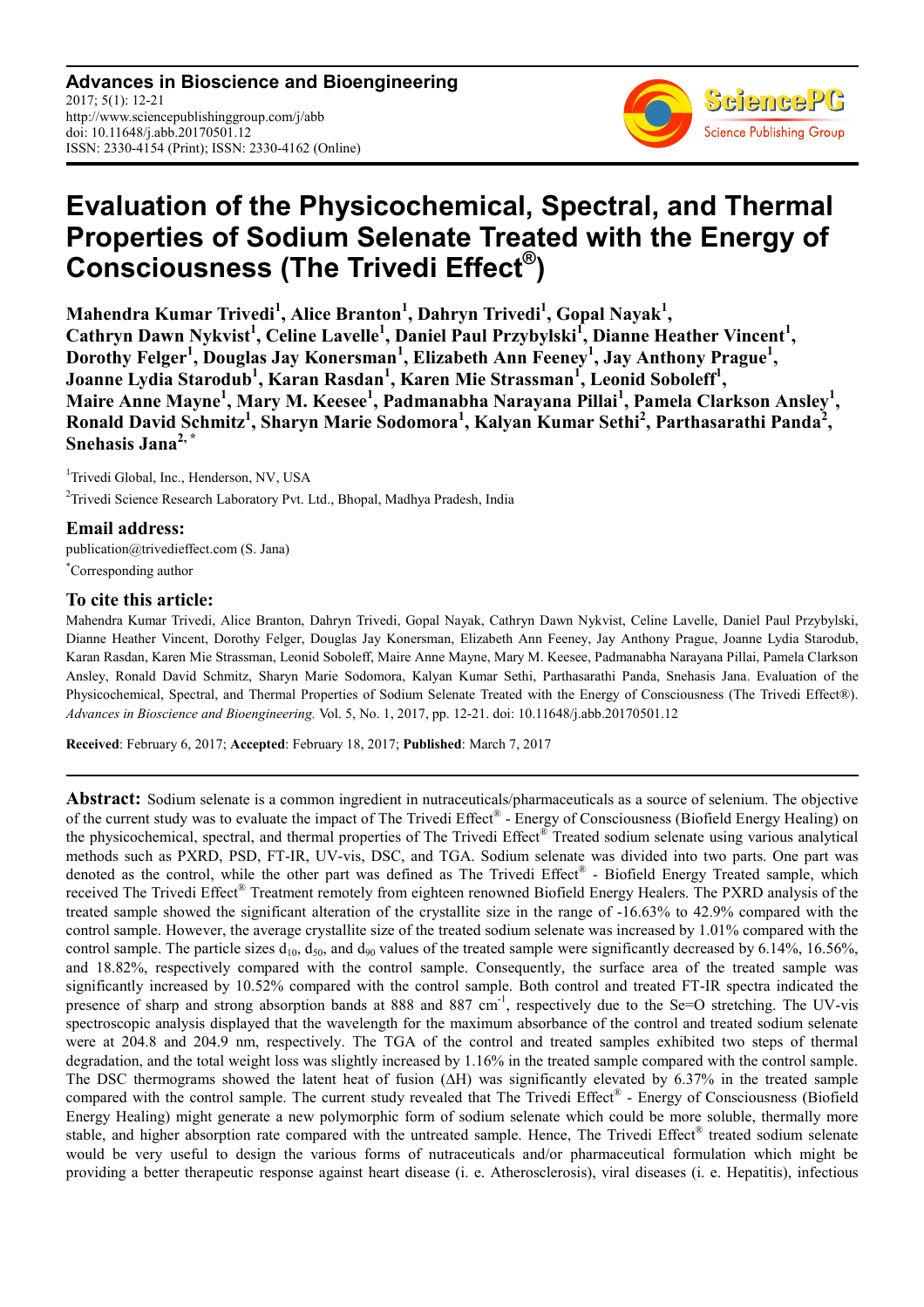**Advances in Bioscience and Bioengineering**
2017; 5(1): 12-21
http://www.sciencepublishinggroup.com/j/abb
doi: 10.11648/j.abb.20170501.12
ISSN: 2330-4154 (Print); ISSN: 2330-4162 (Online)

# Evaluation of the Physicochemical, Spectral, and Thermal Properties of Sodium Selenate Treated with the Energy of Consciousness (The Trivedi Effect®)

**Mahendra Kumar Trivedi[1], Alice Branton[1], Dahryn Trivedi[1], Gopal Nayak[1], Cathryn Dawn Nykvist[1], Celine Lavelle[1], Daniel Paul Przybylski[1], Dianne Heather Vincent[1], Dorothy Felger[1], Douglas Jay Konersman[1], Elizabeth Ann Feeney[1], Jay Anthony Prague[1], Joanne Lydia Starodub[1], Karan Rasdan[1], Karen Mie Strassman[1], Leonid Soboleff[1], Maire Anne Mayne[1], Mary M. Keesee[1], Padmanabha Narayana Pillai[1], Pamela Clarkson Ansley[1], Ronald David Schmitz[1], Sharyn Marie Sodomora[1], Kalyan Kumar Sethi[2], Parthasarathi Panda[2], Snehasis Jana[2, *]**

[1]Trivedi Global, Inc., Henderson, NV, USA

[2]Trivedi Science Research Laboratory Pvt. Ltd., Bhopal, Madhya Pradesh, India

## Email address:

publication@trivedieffect.com (S. Jana)

[*]Corresponding author

## To cite this article:

Mahendra Kumar Trivedi, Alice Branton, Dahryn Trivedi, Gopal Nayak, Cathryn Dawn Nykvist, Celine Lavelle, Daniel Paul Przybylski, Dianne Heather Vincent, Dorothy Felger, Douglas Jay Konersman, Elizabeth Ann Feeney, Jay Anthony Prague, Joanne Lydia Starodub, Karan Rasdan, Karen Mie Strassman, Leonid Soboleff, Maire Anne Mayne, Mary M. Keesee, Padmanabha Narayana Pillai, Pamela Clarkson Ansley, Ronald David Schmitz, Sharyn Marie Sodomora, Kalyan Kumar Sethi, Parthasarathi Panda, Snehasis Jana. Evaluation of the Physicochemical, Spectral, and Thermal Properties of Sodium Selenate Treated with the Energy of Consciousness (The Trivedi Effect®). *Advances in Bioscience and Bioengineering.* Vol. 5, No. 1, 2017, pp. 12-21. doi: 10.11648/j.abb.20170501.12

**Received**: February 6, 2017; **Accepted**: February 18, 2017; **Published**: March 7, 2017

**Abstract:** Sodium selenate is a common ingredient in nutraceuticals/pharmaceuticals as a source of selenium. The objective of the current study was to evaluate the impact of The Trivedi Effect® - Energy of Consciousness (Biofield Energy Healing) on the physicochemical, spectral, and thermal properties of The Trivedi Effect® Treated sodium selenate using various analytical methods such as PXRD, PSD, FT-IR, UV-vis, DSC, and TGA. Sodium selenate was divided into two parts. One part was denoted as the control, while the other part was defined as The Trivedi Effect® - Biofield Energy Treated sample, which received The Trivedi Effect® Treatment remotely from eighteen renowned Biofield Energy Healers. The PXRD analysis of the treated sample showed the significant alteration of the crystallite size in the range of -16.63% to 42.9% compared with the control sample. However, the average crystallite size of the treated sodium selenate was increased by 1.01% compared with the control sample. The particle sizes $d_{10}$, $d_{50}$, and $d_{90}$ values of the treated sample were significantly decreased by 6.14%, 16.56%, and 18.82%, respectively compared with the control sample. Consequently, the surface area of the treated sample was significantly increased by 10.52% compared with the control sample. Both control and treated FT-IR spectra indicated the presence of sharp and strong absorption bands at 888 and 887 $cm^{-1}$, respectively due to the Se=O stretching. The UV-vis spectroscopic analysis displayed that the wavelength for the maximum absorbance of the control and treated sodium selenate were at 204.8 and 204.9 nm, respectively. The TGA of the control and treated samples exhibited two steps of thermal degradation, and the total weight loss was slightly increased by 1.16% in the treated sample compared with the control sample. The DSC thermograms showed the latent heat of fusion (ΔH) was significantly elevated by 6.37% in the treated sample compared with the control sample. The current study revealed that The Trivedi Effect® - Energy of Consciousness (Biofield Energy Healing) might generate a new polymorphic form of sodium selenate which could be more soluble, thermally more stable, and higher absorption rate compared with the untreated sample. Hence, The Trivedi Effect® treated sodium selenate would be very useful to design the various forms of nutraceuticals and/or pharmaceutical formulation which might be providing a better therapeutic response against heart disease (i. e. Atherosclerosis), viral diseases (i. e. Hepatitis), infectious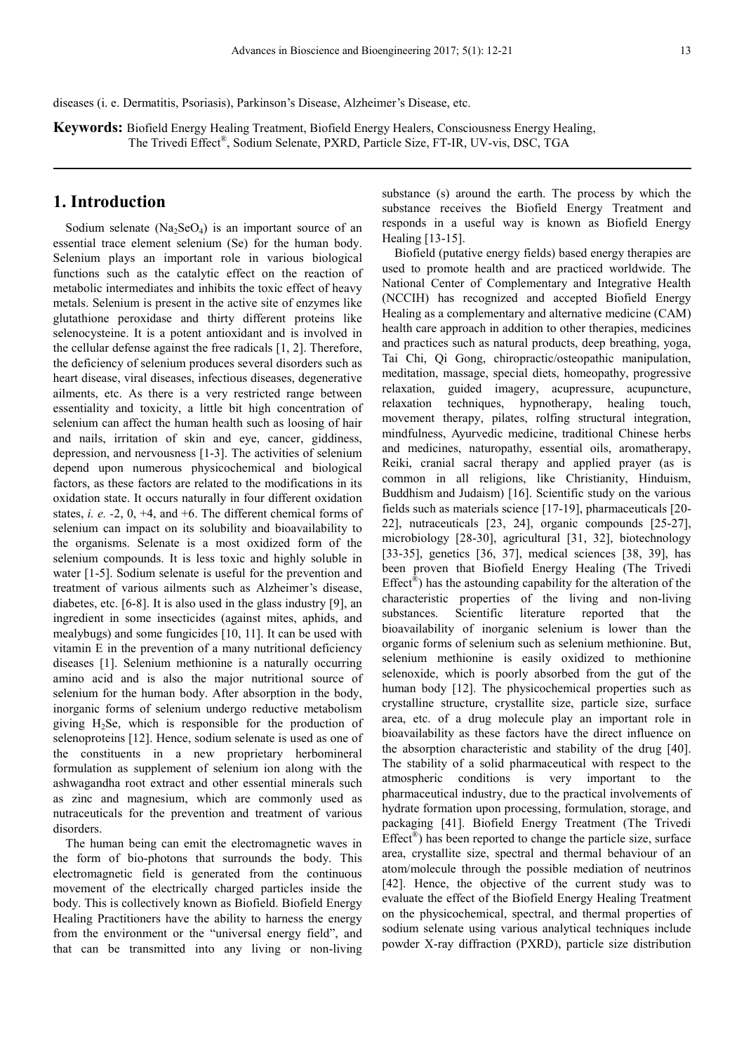diseases (i. e. Dermatitis, Psoriasis), Parkinson's Disease, Alzheimer's Disease, etc.

**Keywords:** Biofield Energy Healing Treatment, Biofield Energy Healers, Consciousness Energy Healing, The Trivedi Effect®, Sodium Selenate, PXRD, Particle Size, FT-IR, UV-vis, DSC, TGA

## 1. Introduction

Sodium selenate ($Na_2SeO_4$) is an important source of an essential trace element selenium (Se) for the human body. Selenium plays an important role in various biological functions such as the catalytic effect on the reaction of metabolic intermediates and inhibits the toxic effect of heavy metals. Selenium is present in the active site of enzymes like glutathione peroxidase and thirty different proteins like selenocysteine. It is a potent antioxidant and is involved in the cellular defense against the free radicals [1, 2]. Therefore, the deficiency of selenium produces several disorders such as heart disease, viral diseases, infectious diseases, degenerative ailments, etc. As there is a very restricted range between essentiality and toxicity, a little bit high concentration of selenium can affect the human health such as loosing of hair and nails, irritation of skin and eye, cancer, giddiness, depression, and nervousness [1-3]. The activities of selenium depend upon numerous physicochemical and biological factors, as these factors are related to the modifications in its oxidation state. It occurs naturally in four different oxidation states, *i. e.* -2, 0, +4, and +6. The different chemical forms of selenium can impact on its solubility and bioavailability to the organisms. Selenate is a most oxidized form of the selenium compounds. It is less toxic and highly soluble in water [1-5]. Sodium selenate is useful for the prevention and treatment of various ailments such as Alzheimer's disease, diabetes, etc. [6-8]. It is also used in the glass industry [9], an ingredient in some insecticides (against mites, aphids, and mealybugs) and some fungicides [10, 11]. It can be used with vitamin E in the prevention of a many nutritional deficiency diseases [1]. Selenium methionine is a naturally occurring amino acid and is also the major nutritional source of selenium for the human body. After absorption in the body, inorganic forms of selenium undergo reductive metabolism giving $H_2Se$, which is responsible for the production of selenoproteins [12]. Hence, sodium selenate is used as one of the constituents in a new proprietary herbomineral formulation as supplement of selenium ion along with the ashwagandha root extract and other essential minerals such as zinc and magnesium, which are commonly used as nutraceuticals for the prevention and treatment of various disorders.

The human being can emit the electromagnetic waves in the form of bio-photons that surrounds the body. This electromagnetic field is generated from the continuous movement of the electrically charged particles inside the body. This is collectively known as Biofield. Biofield Energy Healing Practitioners have the ability to harness the energy from the environment or the "universal energy field", and that can be transmitted into any living or non-living substance (s) around the earth. The process by which the substance receives the Biofield Energy Treatment and responds in a useful way is known as Biofield Energy Healing [13-15].

Biofield (putative energy fields) based energy therapies are used to promote health and are practiced worldwide. The National Center of Complementary and Integrative Health (NCCIH) has recognized and accepted Biofield Energy Healing as a complementary and alternative medicine (CAM) health care approach in addition to other therapies, medicines and practices such as natural products, deep breathing, yoga, Tai Chi, Qi Gong, chiropractic/osteopathic manipulation, meditation, massage, special diets, homeopathy, progressive relaxation, guided imagery, acupressure, acupuncture, relaxation techniques, hypnotherapy, healing touch, movement therapy, pilates, rolfing structural integration, mindfulness, Ayurvedic medicine, traditional Chinese herbs and medicines, naturopathy, essential oils, aromatherapy, Reiki, cranial sacral therapy and applied prayer (as is common in all religions, like Christianity, Hinduism, Buddhism and Judaism) [16]. Scientific study on the various fields such as materials science [17-19], pharmaceuticals [20-22], nutraceuticals [23, 24], organic compounds [25-27], microbiology [28-30], agricultural [31, 32], biotechnology [33-35], genetics [36, 37], medical sciences [38, 39], has been proven that Biofield Energy Healing (The Trivedi Effect®) has the astounding capability for the alteration of the characteristic properties of the living and non-living substances. Scientific literature reported that the bioavailability of inorganic selenium is lower than the organic forms of selenium such as selenium methionine. But, selenium methionine is easily oxidized to methionine selenoxide, which is poorly absorbed from the gut of the human body [12]. The physicochemical properties such as crystalline structure, crystallite size, particle size, surface area, etc. of a drug molecule play an important role in bioavailability as these factors have the direct influence on the absorption characteristic and stability of the drug [40]. The stability of a solid pharmaceutical with respect to the atmospheric conditions is very important to the pharmaceutical industry, due to the practical involvements of hydrate formation upon processing, formulation, storage, and packaging [41]. Biofield Energy Treatment (The Trivedi Effect®) has been reported to change the particle size, surface area, crystallite size, spectral and thermal behaviour of an atom/molecule through the possible mediation of neutrinos [42]. Hence, the objective of the current study was to evaluate the effect of the Biofield Energy Healing Treatment on the physicochemical, spectral, and thermal properties of sodium selenate using various analytical techniques include powder X-ray diffraction (PXRD), particle size distribution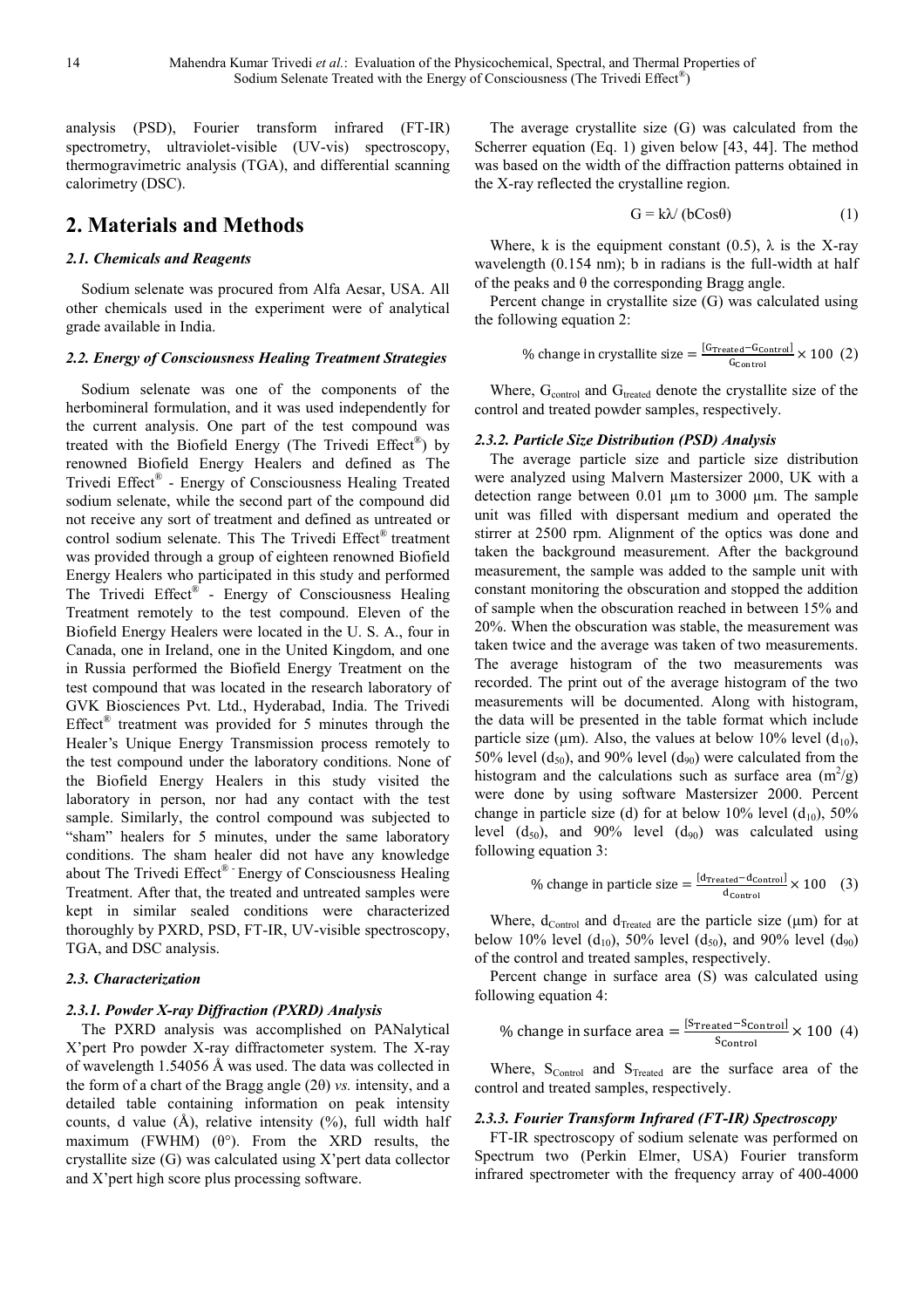analysis (PSD), Fourier transform infrared (FT-IR) spectrometry, ultraviolet-visible (UV-vis) spectroscopy, thermogravimetric analysis (TGA), and differential scanning calorimetry (DSC).

## 2. Materials and Methods

### *2.1. Chemicals and Reagents*

Sodium selenate was procured from Alfa Aesar, USA. All other chemicals used in the experiment were of analytical grade available in India.

### *2.2. Energy of Consciousness Healing Treatment Strategies*

Sodium selenate was one of the components of the herbomineral formulation, and it was used independently for the current analysis. One part of the test compound was treated with the Biofield Energy (The Trivedi Effect®) by renowned Biofield Energy Healers and defined as The Trivedi Effect® - Energy of Consciousness Healing Treated sodium selenate, while the second part of the compound did not receive any sort of treatment and defined as untreated or control sodium selenate. This The Trivedi Effect® treatment was provided through a group of eighteen renowned Biofield Energy Healers who participated in this study and performed The Trivedi Effect® - Energy of Consciousness Healing Treatment remotely to the test compound. Eleven of the Biofield Energy Healers were located in the U. S. A., four in Canada, one in Ireland, one in the United Kingdom, and one in Russia performed the Biofield Energy Treatment on the test compound that was located in the research laboratory of GVK Biosciences Pvt. Ltd., Hyderabad, India. The Trivedi Effect® treatment was provided for 5 minutes through the Healer's Unique Energy Transmission process remotely to the test compound under the laboratory conditions. None of the Biofield Energy Healers in this study visited the laboratory in person, nor had any contact with the test sample. Similarly, the control compound was subjected to "sham" healers for 5 minutes, under the same laboratory conditions. The sham healer did not have any knowledge about The Trivedi Effect® - Energy of Consciousness Healing Treatment. After that, the treated and untreated samples were kept in similar sealed conditions were characterized thoroughly by PXRD, PSD, FT-IR, UV-visible spectroscopy, TGA, and DSC analysis.

### *2.3. Characterization*

#### *2.3.1. Powder X-ray Diffraction (PXRD) Analysis*

The PXRD analysis was accomplished on PANalytical X'pert Pro powder X-ray diffractometer system. The X-ray of wavelength 1.54056 Å was used. The data was collected in the form of a chart of the Bragg angle (2θ) *vs.* intensity, and a detailed table containing information on peak intensity counts, d value (Å), relative intensity (%), full width half maximum (FWHM) (θ°). From the XRD results, the crystallite size (G) was calculated using X'pert data collector and X'pert high score plus processing software.

The average crystallite size (G) was calculated from the Scherrer equation (Eq. 1) given below [43, 44]. The method was based on the width of the diffraction patterns obtained in the X-ray reflected the crystalline region.

$$G = k\lambda / (b\cos\theta) \quad (1)$$

Where, k is the equipment constant (0.5), λ is the X-ray wavelength (0.154 nm); b in radians is the full-width at half of the peaks and θ the corresponding Bragg angle.

Percent change in crystallite size (G) was calculated using the following equation 2:

$$\%\ \text{change in crystallite size} = \frac{[G_{\text{Treated}} - G_{\text{Control}}]}{G_{\text{Control}}} \times 100 \quad (2)$$

Where, $G_{control}$ and $G_{treated}$ denote the crystallite size of the control and treated powder samples, respectively.

#### *2.3.2. Particle Size Distribution (PSD) Analysis*

The average particle size and particle size distribution were analyzed using Malvern Mastersizer 2000, UK with a detection range between 0.01 µm to 3000 µm. The sample unit was filled with dispersant medium and operated the stirrer at 2500 rpm. Alignment of the optics was done and taken the background measurement. After the background measurement, the sample was added to the sample unit with constant monitoring the obscuration and stopped the addition of sample when the obscuration reached in between 15% and 20%. When the obscuration was stable, the measurement was taken twice and the average was taken of two measurements. The average histogram of the two measurements was recorded. The print out of the average histogram of the two measurements will be documented. Along with histogram, the data will be presented in the table format which include particle size (µm). Also, the values at below 10% level ($d_{10}$), 50% level ($d_{50}$), and 90% level ($d_{90}$) were calculated from the histogram and the calculations such as surface area ($m^2/g$) were done by using software Mastersizer 2000. Percent change in particle size (d) for at below 10% level ($d_{10}$), 50% level ($d_{50}$), and 90% level ($d_{90}$) was calculated using following equation 3:

$$\%\ \text{change in particle size} = \frac{[d_{\text{Treated}} - d_{\text{Control}}]}{d_{\text{Control}}} \times 100 \quad (3)$$

Where, $d_{Control}$ and $d_{Treated}$ are the particle size (µm) for at below 10% level ($d_{10}$), 50% level ($d_{50}$), and 90% level ($d_{90}$) of the control and treated samples, respectively.

Percent change in surface area (S) was calculated using following equation 4:

$$\%\ \text{change in surface area} = \frac{[S_{\text{Treated}} - S_{\text{Control}}]}{S_{\text{Control}}} \times 100 \quad (4)$$

Where, $S_{Control}$ and $S_{Treated}$ are the surface area of the control and treated samples, respectively.

#### *2.3.3. Fourier Transform Infrared (FT-IR) Spectroscopy*

FT-IR spectroscopy of sodium selenate was performed on Spectrum two (Perkin Elmer, USA) Fourier transform infrared spectrometer with the frequency array of 400-4000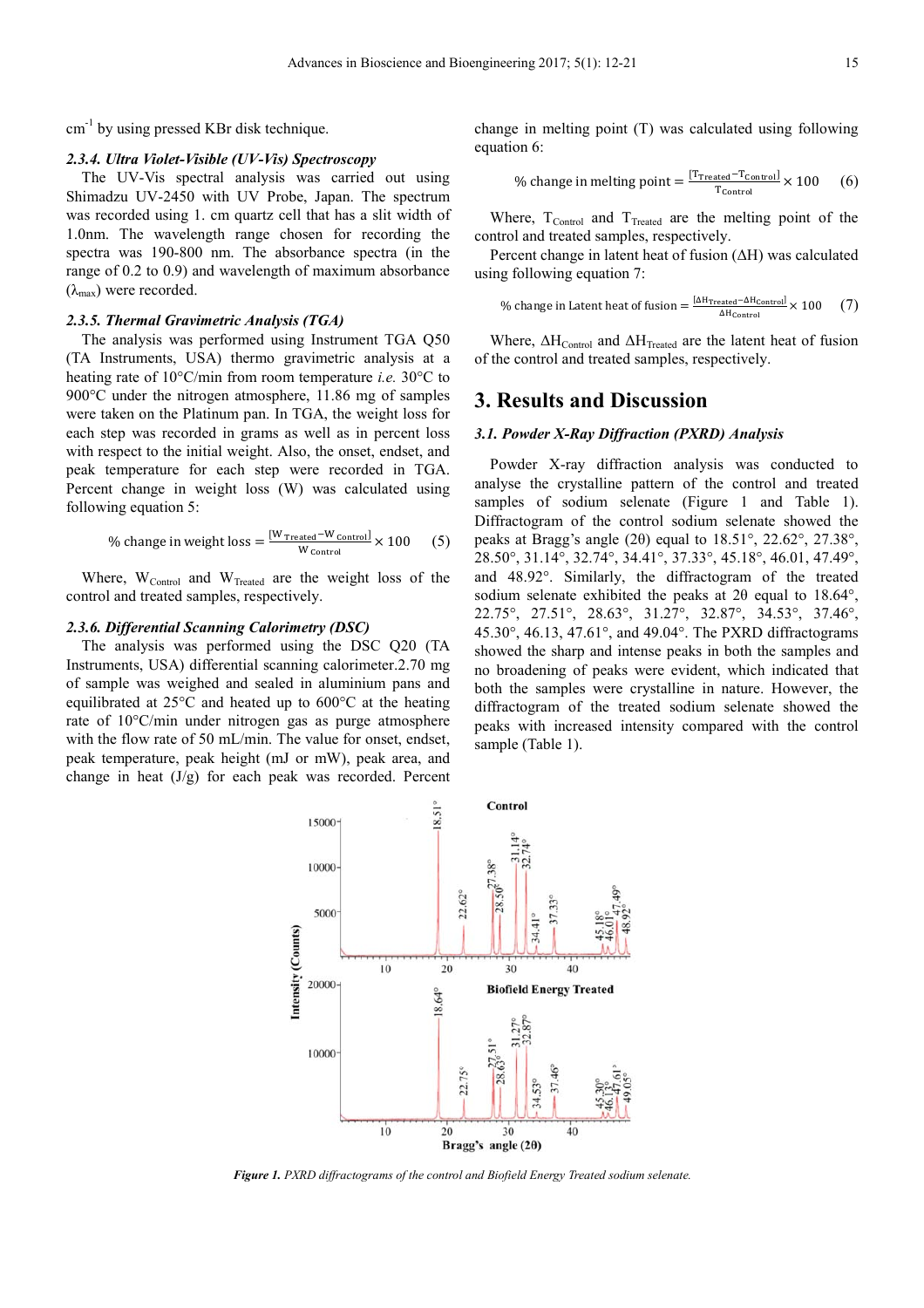cm$^{-1}$ by using pressed KBr disk technique.

#### *2.3.4. Ultra Violet-Visible (UV-Vis) Spectroscopy*

The UV-Vis spectral analysis was carried out using Shimadzu UV-2450 with UV Probe, Japan. The spectrum was recorded using 1. cm quartz cell that has a slit width of 1.0nm. The wavelength range chosen for recording the spectra was 190-800 nm. The absorbance spectra (in the range of 0.2 to 0.9) and wavelength of maximum absorbance ($\lambda_{max}$) were recorded.

#### *2.3.5. Thermal Gravimetric Analysis (TGA)*

The analysis was performed using Instrument TGA Q50 (TA Instruments, USA) thermo gravimetric analysis at a heating rate of 10°C/min from room temperature *i.e.* 30°C to 900°C under the nitrogen atmosphere, 11.86 mg of samples were taken on the Platinum pan. In TGA, the weight loss for each step was recorded in grams as well as in percent loss with respect to the initial weight. Also, the onset, endset, and peak temperature for each step were recorded in TGA. Percent change in weight loss (W) was calculated using following equation 5:

$$\% \text{ change in weight loss} = \frac{[W_{Treated} - W_{Control}]}{W_{Control}} \times 100 \quad (5)$$

Where, $W_{Control}$ and $W_{Treated}$ are the weight loss of the control and treated samples, respectively.

#### *2.3.6. Differential Scanning Calorimetry (DSC)*

The analysis was performed using the DSC Q20 (TA Instruments, USA) differential scanning calorimeter.2.70 mg of sample was weighed and sealed in aluminium pans and equilibrated at 25°C and heated up to 600°C at the heating rate of 10°C/min under nitrogen gas as purge atmosphere with the flow rate of 50 mL/min. The value for onset, endset, peak temperature, peak height (mJ or mW), peak area, and change in heat (J/g) for each peak was recorded. Percent change in melting point (T) was calculated using following equation 6:

$$\% \text{ change in melting point} = \frac{[T_{Treated} - T_{Control}]}{T_{Control}} \times 100 \quad (6)$$

Where, $T_{Control}$ and $T_{Treated}$ are the melting point of the control and treated samples, respectively.

Percent change in latent heat of fusion ($\Delta H$) was calculated using following equation 7:

$$\% \text{ change in Latent heat of fusion} = \frac{[\Delta H_{Treated} - \Delta H_{Control}]}{\Delta H_{Control}} \times 100 \quad (7)$$

Where, $\Delta H_{Control}$ and $\Delta H_{Treated}$ are the latent heat of fusion of the control and treated samples, respectively.

## 3. Results and Discussion

### *3.1. Powder X-Ray Diffraction (PXRD) Analysis*

Powder X-ray diffraction analysis was conducted to analyse the crystalline pattern of the control and treated samples of sodium selenate (Figure 1 and Table 1). Diffractogram of the control sodium selenate showed the peaks at Bragg's angle (2θ) equal to 18.51°, 22.62°, 27.38°, 28.50°, 31.14°, 32.74°, 34.41°, 37.33°, 45.18°, 46.01, 47.49°, and 48.92°. Similarly, the diffractogram of the treated sodium selenate exhibited the peaks at 2θ equal to 18.64°, 22.75°, 27.51°, 28.63°, 31.27°, 32.87°, 34.53°, 37.46°, 45.30°, 46.13, 47.61°, and 49.04°. The PXRD diffractograms showed the sharp and intense peaks in both the samples and no broadening of peaks were evident, which indicated that both the samples were crystalline in nature. However, the diffractogram of the treated sodium selenate showed the peaks with increased intensity compared with the control sample (Table 1).

Control
Biofield Energy Treated
Intensity (Counts)
15000
10000
5000
20000
10000
10 20 30 40
Bragg's angle (2θ)
18.51° 22.62° 27.38° 28.50° 31.14° 32.74° 34.41° 37.33° 45.18° 46.01° 47.49° 48.92°
18.64° 22.75° 27.51° 28.63° 31.27° 32.87° 34.53° 37.46° 45.30° 46.13° 47.61° 49.05°

***Figure 1.*** *PXRD diffractograms of the control and Biofield Energy Treated sodium selenate.*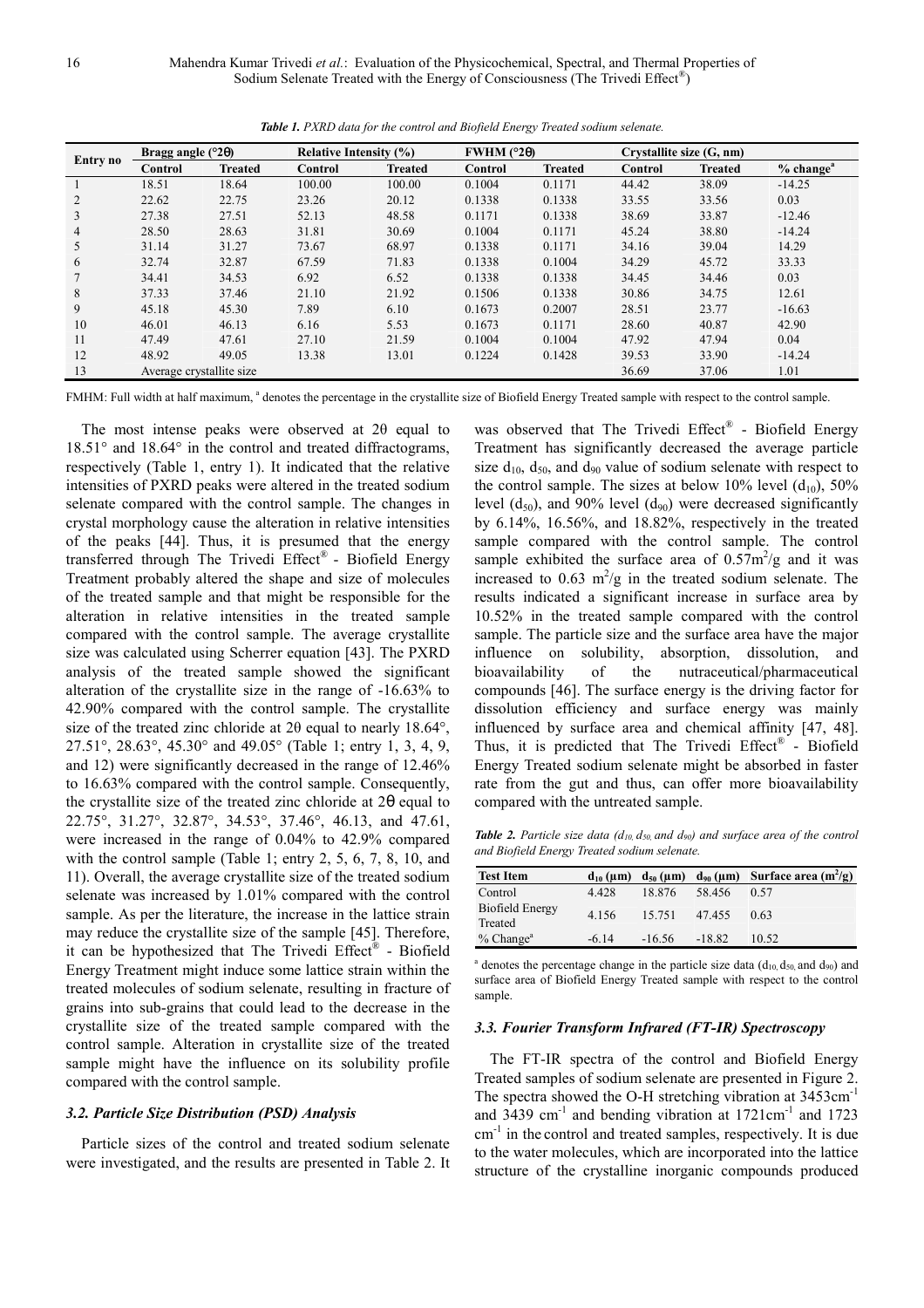*Table 1. PXRD data for the control and Biofield Energy Treated sodium selenate.*

| Entry no | Bragg angle (°2θ) | | Relative Intensity (%) | | FWHM (°2θ) | | Crystallite size (G, nm) | | |
|---|---|---|---|---|---|---|---|---|---|
| | Control | Treated | Control | Treated | Control | Treated | Control | Treated | % change[a] |
| 1 | 18.51 | 18.64 | 100.00 | 100.00 | 0.1004 | 0.1171 | 44.42 | 38.09 | -14.25 |
| 2 | 22.62 | 22.75 | 23.26 | 20.12 | 0.1338 | 0.1338 | 33.55 | 33.56 | 0.03 |
| 3 | 27.38 | 27.51 | 52.13 | 48.58 | 0.1171 | 0.1338 | 38.69 | 33.87 | -12.46 |
| 4 | 28.50 | 28.63 | 31.81 | 30.69 | 0.1004 | 0.1171 | 45.24 | 38.80 | -14.24 |
| 5 | 31.14 | 31.27 | 73.67 | 68.97 | 0.1338 | 0.1171 | 34.16 | 39.04 | 14.29 |
| 6 | 32.74 | 32.87 | 67.59 | 71.83 | 0.1338 | 0.1004 | 34.29 | 45.72 | 33.33 |
| 7 | 34.41 | 34.53 | 6.92 | 6.52 | 0.1338 | 0.1338 | 34.45 | 34.46 | 0.03 |
| 8 | 37.33 | 37.46 | 21.10 | 21.92 | 0.1506 | 0.1338 | 30.86 | 34.75 | 12.61 |
| 9 | 45.18 | 45.30 | 7.89 | 6.10 | 0.1673 | 0.2007 | 28.51 | 23.77 | -16.63 |
| 10 | 46.01 | 46.13 | 6.16 | 5.53 | 0.1673 | 0.1171 | 28.60 | 40.87 | 42.90 |
| 11 | 47.49 | 47.61 | 27.10 | 21.59 | 0.1004 | 0.1004 | 47.92 | 47.94 | 0.04 |
| 12 | 48.92 | 49.05 | 13.38 | 13.01 | 0.1224 | 0.1428 | 39.53 | 33.90 | -14.24 |
| 13 | Average crystallite size | | | | | | 36.69 | 37.06 | 1.01 |

FMHM: Full width at half maximum, [a] denotes the percentage in the crystallite size of Biofield Energy Treated sample with respect to the control sample.

The most intense peaks were observed at 2θ equal to 18.51° and 18.64° in the control and treated diffractograms, respectively (Table 1, entry 1). It indicated that the relative intensities of PXRD peaks were altered in the treated sodium selenate compared with the control sample. The changes in crystal morphology cause the alteration in relative intensities of the peaks [44]. Thus, it is presumed that the energy transferred through The Trivedi Effect® - Biofield Energy Treatment probably altered the shape and size of molecules of the treated sample and that might be responsible for the alteration in relative intensities in the treated sample compared with the control sample. The average crystallite size was calculated using Scherrer equation [43]. The PXRD analysis of the treated sample showed the significant alteration of the crystallite size in the range of -16.63% to 42.90% compared with the control sample. The crystallite size of the treated zinc chloride at 2θ equal to nearly 18.64°, 27.51°, 28.63°, 45.30° and 49.05° (Table 1; entry 1, 3, 4, 9, and 12) were significantly decreased in the range of 12.46% to 16.63% compared with the control sample. Consequently, the crystallite size of the treated zinc chloride at 2θ equal to 22.75°, 31.27°, 32.87°, 34.53°, 37.46°, 46.13, and 47.61, were increased in the range of 0.04% to 42.9% compared with the control sample (Table 1; entry 2, 5, 6, 7, 8, 10, and 11). Overall, the average crystallite size of the treated sodium selenate was increased by 1.01% compared with the control sample. As per the literature, the increase in the lattice strain may reduce the crystallite size of the sample [45]. Therefore, it can be hypothesized that The Trivedi Effect® - Biofield Energy Treatment might induce some lattice strain within the treated molecules of sodium selenate, resulting in fracture of grains into sub-grains that could lead to the decrease in the crystallite size of the treated sample compared with the control sample. Alteration in crystallite size of the treated sample might have the influence on its solubility profile compared with the control sample.

### 3.2. Particle Size Distribution (PSD) Analysis

Particle sizes of the control and treated sodium selenate were investigated, and the results are presented in Table 2. It was observed that The Trivedi Effect® - Biofield Energy Treatment has significantly decreased the average particle size $d_{10}$, $d_{50}$, and $d_{90}$ value of sodium selenate with respect to the control sample. The sizes at below 10% level ($d_{10}$), 50% level ($d_{50}$), and 90% level ($d_{90}$) were decreased significantly by 6.14%, 16.56%, and 18.82%, respectively in the treated sample compared with the control sample. The control sample exhibited the surface area of 0.57m$^2$/g and it was increased to 0.63 m$^2$/g in the treated sodium selenate. The results indicated a significant increase in surface area by 10.52% in the treated sample compared with the control sample. The particle size and the surface area have the major influence on solubility, absorption, dissolution, and bioavailability of the nutraceutical/pharmaceutical compounds [46]. The surface energy is the driving factor for dissolution efficiency and surface energy was mainly influenced by surface area and chemical affinity [47, 48]. Thus, it is predicted that The Trivedi Effect® - Biofield Energy Treated sodium selenate might be absorbed in faster rate from the gut and thus, can offer more bioavailability compared with the untreated sample.

*Table 2. Particle size data ($d_{10}$, $d_{50}$, and $d_{90}$) and surface area of the control and Biofield Energy Treated sodium selenate.*

| Test Item | $d_{10}$ (μm) | $d_{50}$ (μm) | $d_{90}$ (μm) | Surface area (m$^2$/g) |
|---|---|---|---|---|
| Control | 4.428 | 18.876 | 58.456 | 0.57 |
| Biofield Energy Treated | 4.156 | 15.751 | 47.455 | 0.63 |
| % Change[a] | -6.14 | -16.56 | -18.82 | 10.52 |

[a] denotes the percentage change in the particle size data ($d_{10}$, $d_{50}$, and $d_{90}$) and surface area of Biofield Energy Treated sample with respect to the control sample.

### 3.3. Fourier Transform Infrared (FT-IR) Spectroscopy

The FT-IR spectra of the control and Biofield Energy Treated samples of sodium selenate are presented in Figure 2. The spectra showed the O-H stretching vibration at 3453cm$^{-1}$ and 3439 cm$^{-1}$ and bending vibration at 1721cm$^{-1}$ and 1723 cm$^{-1}$ in the control and treated samples, respectively. It is due to the water molecules, which are incorporated into the lattice structure of the crystalline inorganic compounds produced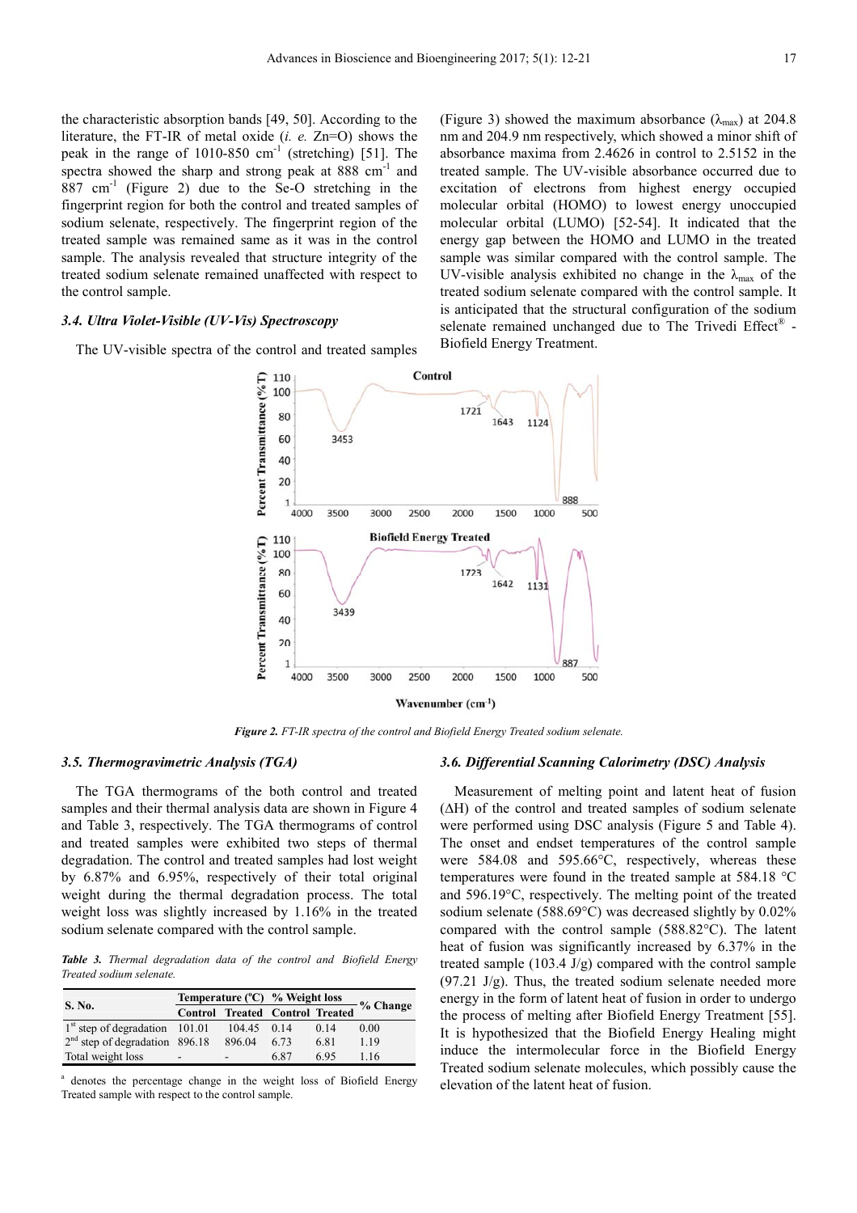the characteristic absorption bands [49, 50]. According to the literature, the FT-IR of metal oxide (*i. e.* Zn=O) shows the peak in the range of 1010-850 $cm^{-1}$ (stretching) [51]. The spectra showed the sharp and strong peak at 888 $cm^{-1}$ and 887 $cm^{-1}$ (Figure 2) due to the Se-O stretching in the fingerprint region for both the control and treated samples of sodium selenate, respectively. The fingerprint region of the treated sample was remained same as it was in the control sample. The analysis revealed that structure integrity of the treated sodium selenate remained unaffected with respect to the control sample.

### 3.4. Ultra Violet-Visible (UV-Vis) Spectroscopy

The UV-visible spectra of the control and treated samples (Figure 3) showed the maximum absorbance ($\lambda_{max}$) at 204.8 nm and 204.9 nm respectively, which showed a minor shift of absorbance maxima from 2.4626 in control to 2.5152 in the treated sample. The UV-visible absorbance occurred due to excitation of electrons from highest energy occupied molecular orbital (HOMO) to lowest energy unoccupied molecular orbital (LUMO) [52-54]. It indicated that the energy gap between the HOMO and LUMO in the treated sample was similar compared with the control sample. The UV-visible analysis exhibited no change in the $\lambda_{max}$ of the treated sodium selenate compared with the control sample. It is anticipated that the structural configuration of the sodium selenate remained unchanged due to The Trivedi Effect® - Biofield Energy Treatment.

Control

Percent Transmittance (%T)

110
100
80
60
40
20
1

3453
1721
1643
1124
888

4000 3500 3000 2500 2000 1500 1000 500

Biofield Energy Treated

Percent Transmittance (%T)

110
100
80
60
40
20
1

3439
1723
1642
1131
887

4000 3500 3000 2500 2000 1500 1000 500

Wavenumber ($cm^{-1}$)

***Figure 2.*** *FT-IR spectra of the control and Biofield Energy Treated sodium selenate.*

### 3.5. Thermogravimetric Analysis (TGA)

The TGA thermograms of the both control and treated samples and their thermal analysis data are shown in Figure 4 and Table 3, respectively. The TGA thermograms of control and treated samples were exhibited two steps of thermal degradation. The control and treated samples had lost weight by 6.87% and 6.95%, respectively of their total original weight during the thermal degradation process. The total weight loss was slightly increased by 1.16% in the treated sodium selenate compared with the control sample.

***Table 3.*** *Thermal degradation data of the control and Biofield Energy Treated sodium selenate.*

| S. No. | Temperature (ºC) | | % Weight loss | | % Change |
|---|---|---|---|---|---|
| | Control | Treated | Control | Treated | |
| 1st step of degradation | 101.01 | 104.45 | 0.14 | 0.14 | 0.00 |
| 2nd step of degradation | 896.18 | 896.04 | 6.73 | 6.81 | 1.19 |
| Total weight loss | - | - | 6.87 | 6.95 | 1.16 |

[a] denotes the percentage change in the weight loss of Biofield Energy Treated sample with respect to the control sample.

### 3.6. Differential Scanning Calorimetry (DSC) Analysis

Measurement of melting point and latent heat of fusion (ΔH) of the control and treated samples of sodium selenate were performed using DSC analysis (Figure 5 and Table 4). The onset and endset temperatures of the control sample were 584.08 and 595.66°C, respectively, whereas these temperatures were found in the treated sample at 584.18 °C and 596.19°C, respectively. The melting point of the treated sodium selenate (588.69°C) was decreased slightly by 0.02% compared with the control sample (588.82°C). The latent heat of fusion was significantly increased by 6.37% in the treated sample (103.4 J/g) compared with the control sample (97.21 J/g). Thus, the treated sodium selenate needed more energy in the form of latent heat of fusion in order to undergo the process of melting after Biofield Energy Treatment [55]. It is hypothesized that the Biofield Energy Healing might induce the intermolecular force in the Biofield Energy Treated sodium selenate molecules, which possibly cause the elevation of the latent heat of fusion.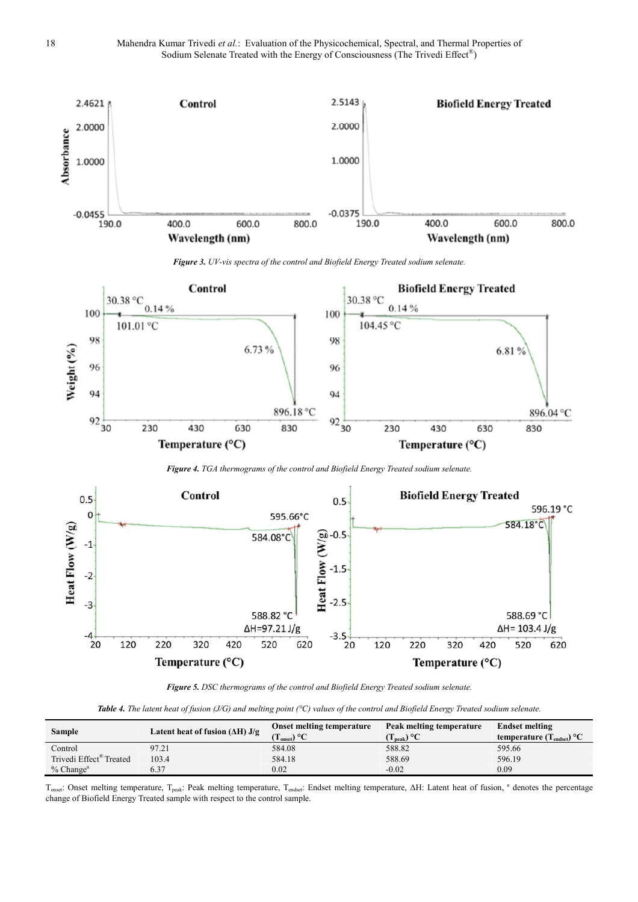Control

Biofield Energy Treated

Absorbance

2.4621

2.0000

1.0000

-0.0455

190.0 400.0 600.0 800.0

Wavelength (nm)

2.5143

2.0000

1.0000

-0.0375

190.0 400.0 600.0 800.0

Wavelength (nm)

*Figure 3. UV-vis spectra of the control and Biofield Energy Treated sodium selenate.*

Control

Biofield Energy Treated

Weight (%)

30.38 °C
0.14 %
101.01 °C
6.73 %
896.18 °C

100 98 96 94 92

30 230 430 630 830

Temperature (°C)

30.38 °C
0.14 %
104.45 °C
6.81 %
896.04 °C

100 98 96 94 92

30 230 430 630 830

Temperature (°C)

*Figure 4. TGA thermograms of the control and Biofield Energy Treated sodium selenate.*

Control

Biofield Energy Treated

Heat Flow (W/g)

0.5 0 -1 -2 -3 -4

595.66°C
584.08°C
588.82 °C
ΔH=97.21 J/g

20 120 220 320 420 520 620

Temperature (°C)

0.5 -0.5 -1.5 -2.5 -3.5

596.19 °C
584.18°C
588.69 °C
ΔH= 103.4 J/g

20 120 220 320 420 520 620

Temperature (°C)

*Figure 5. DSC thermograms of the control and Biofield Energy Treated sodium selenate.*

*Table 4. The latent heat of fusion (J/G) and melting point (°C) values of the control and Biofield Energy Treated sodium selenate.*

| Sample | Latent heat of fusion (ΔH) J/g | Onset melting temperature ($T_{onset}$) °C | Peak melting temperature ($T_{peak}$) °C | Endset melting temperature ($T_{endset}$) °C |
|---|---|---|---|---|
| Control | 97.21 | 584.08 | 588.82 | 595.66 |
| Trivedi Effect® Treated | 103.4 | 584.18 | 588.69 | 596.19 |
| % Change[a] | 6.37 | 0.02 | -0.02 | 0.09 |

$T_{onset}$: Onset melting temperature, $T_{peak}$: Peak melting temperature, $T_{endset}$: Endset melting temperature, ΔH: Latent heat of fusion, [a] denotes the percentage change of Biofield Energy Treated sample with respect to the control sample.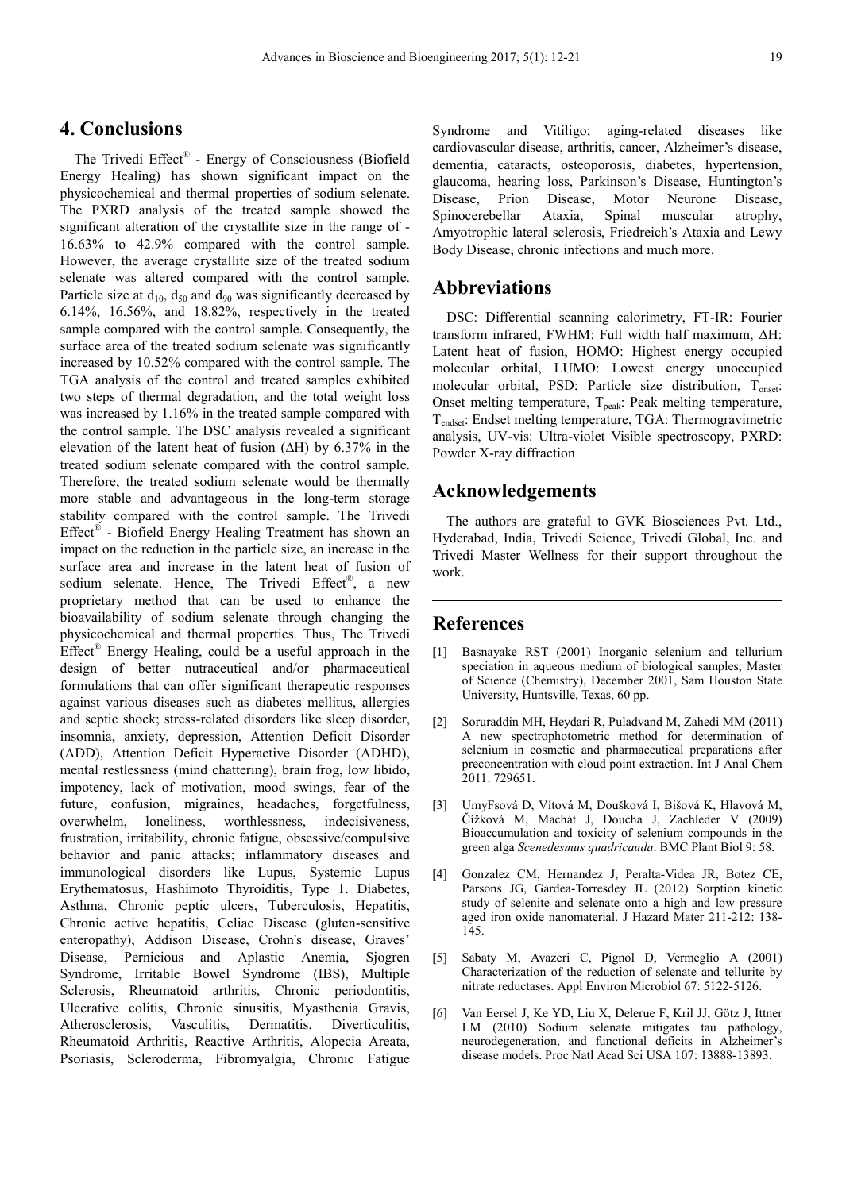## 4. Conclusions

The Trivedi Effect® - Energy of Consciousness (Biofield Energy Healing) has shown significant impact on the physicochemical and thermal properties of sodium selenate. The PXRD analysis of the treated sample showed the significant alteration of the crystallite size in the range of -16.63% to 42.9% compared with the control sample. However, the average crystallite size of the treated sodium selenate was altered compared with the control sample. Particle size at $d_{10}$, $d_{50}$ and $d_{90}$ was significantly decreased by 6.14%, 16.56%, and 18.82%, respectively in the treated sample compared with the control sample. Consequently, the surface area of the treated sodium selenate was significantly increased by 10.52% compared with the control sample. The TGA analysis of the control and treated samples exhibited two steps of thermal degradation, and the total weight loss was increased by 1.16% in the treated sample compared with the control sample. The DSC analysis revealed a significant elevation of the latent heat of fusion ($\Delta H$) by 6.37% in the treated sodium selenate compared with the control sample. Therefore, the treated sodium selenate would be thermally more stable and advantageous in the long-term storage stability compared with the control sample. The Trivedi Effect® - Biofield Energy Healing Treatment has shown an impact on the reduction in the particle size, an increase in the surface area and increase in the latent heat of fusion of sodium selenate. Hence, The Trivedi Effect®, a new proprietary method that can be used to enhance the bioavailability of sodium selenate through changing the physicochemical and thermal properties. Thus, The Trivedi Effect® Energy Healing, could be a useful approach in the design of better nutraceutical and/or pharmaceutical formulations that can offer significant therapeutic responses against various diseases such as diabetes mellitus, allergies and septic shock; stress-related disorders like sleep disorder, insomnia, anxiety, depression, Attention Deficit Disorder (ADD), Attention Deficit Hyperactive Disorder (ADHD), mental restlessness (mind chattering), brain frog, low libido, impotency, lack of motivation, mood swings, fear of the future, confusion, migraines, headaches, forgetfulness, overwhelm, loneliness, worthlessness, indecisiveness, frustration, irritability, chronic fatigue, obsessive/compulsive behavior and panic attacks; inflammatory diseases and immunological disorders like Lupus, Systemic Lupus Erythematosus, Hashimoto Thyroiditis, Type 1. Diabetes, Asthma, Chronic peptic ulcers, Tuberculosis, Hepatitis, Chronic active hepatitis, Celiac Disease (gluten-sensitive enteropathy), Addison Disease, Crohn's disease, Graves' Disease, Pernicious and Aplastic Anemia, Sjogren Syndrome, Irritable Bowel Syndrome (IBS), Multiple Sclerosis, Rheumatoid arthritis, Chronic periodontitis, Ulcerative colitis, Chronic sinusitis, Myasthenia Gravis, Atherosclerosis, Vasculitis, Dermatitis, Diverticulitis, Rheumatoid Arthritis, Reactive Arthritis, Alopecia Areata, Psoriasis, Scleroderma, Fibromyalgia, Chronic Fatigue Syndrome and Vitiligo; aging-related diseases like cardiovascular disease, arthritis, cancer, Alzheimer's disease, dementia, cataracts, osteoporosis, diabetes, hypertension, glaucoma, hearing loss, Parkinson's Disease, Huntington's Disease, Prion Disease, Motor Neurone Disease, Spinocerebellar Ataxia, Spinal muscular atrophy, Amyotrophic lateral sclerosis, Friedreich's Ataxia and Lewy Body Disease, chronic infections and much more.

## Abbreviations

DSC: Differential scanning calorimetry, FT-IR: Fourier transform infrared, FWHM: Full width half maximum, $\Delta H$: Latent heat of fusion, HOMO: Highest energy occupied molecular orbital, LUMO: Lowest energy unoccupied molecular orbital, PSD: Particle size distribution, $T_{onset}$: Onset melting temperature, $T_{peak}$: Peak melting temperature, $T_{endset}$: Endset melting temperature, TGA: Thermogravimetric analysis, UV-vis: Ultra-violet Visible spectroscopy, PXRD: Powder X-ray diffraction

## Acknowledgements

The authors are grateful to GVK Biosciences Pvt. Ltd., Hyderabad, India, Trivedi Science, Trivedi Global, Inc. and Trivedi Master Wellness for their support throughout the work.

## References

[1] Basnayake RST (2001) Inorganic selenium and tellurium speciation in aqueous medium of biological samples, Master of Science (Chemistry), December 2001, Sam Houston State University, Huntsville, Texas, 60 pp.

[2] Soruraddin MH, Heydari R, Puladvand M, Zahedi MM (2011) A new spectrophotometric method for determination of selenium in cosmetic and pharmaceutical preparations after preconcentration with cloud point extraction. Int J Anal Chem 2011: 729651.

[3] UmyFsová D, Vítová M, Doušková I, Bišová K, Hlavová M, Čížková M, Machát J, Doucha J, Zachleder V (2009) Bioaccumulation and toxicity of selenium compounds in the green alga *Scenedesmus quadricauda*. BMC Plant Biol 9: 58.

[4] Gonzalez CM, Hernandez J, Peralta-Videa JR, Botez CE, Parsons JG, Gardea-Torresdey JL (2012) Sorption kinetic study of selenite and selenate onto a high and low pressure aged iron oxide nanomaterial. J Hazard Mater 211-212: 138-145.

[5] Sabaty M, Avazeri C, Pignol D, Vermeglio A (2001) Characterization of the reduction of selenate and tellurite by nitrate reductases. Appl Environ Microbiol 67: 5122-5126.

[6] Van Eersel J, Ke YD, Liu X, Delerue F, Kril JJ, Götz J, Ittner LM (2010) Sodium selenate mitigates tau pathology, neurodegeneration, and functional deficits in Alzheimer's disease models. Proc Natl Acad Sci USA 107: 13888-13893.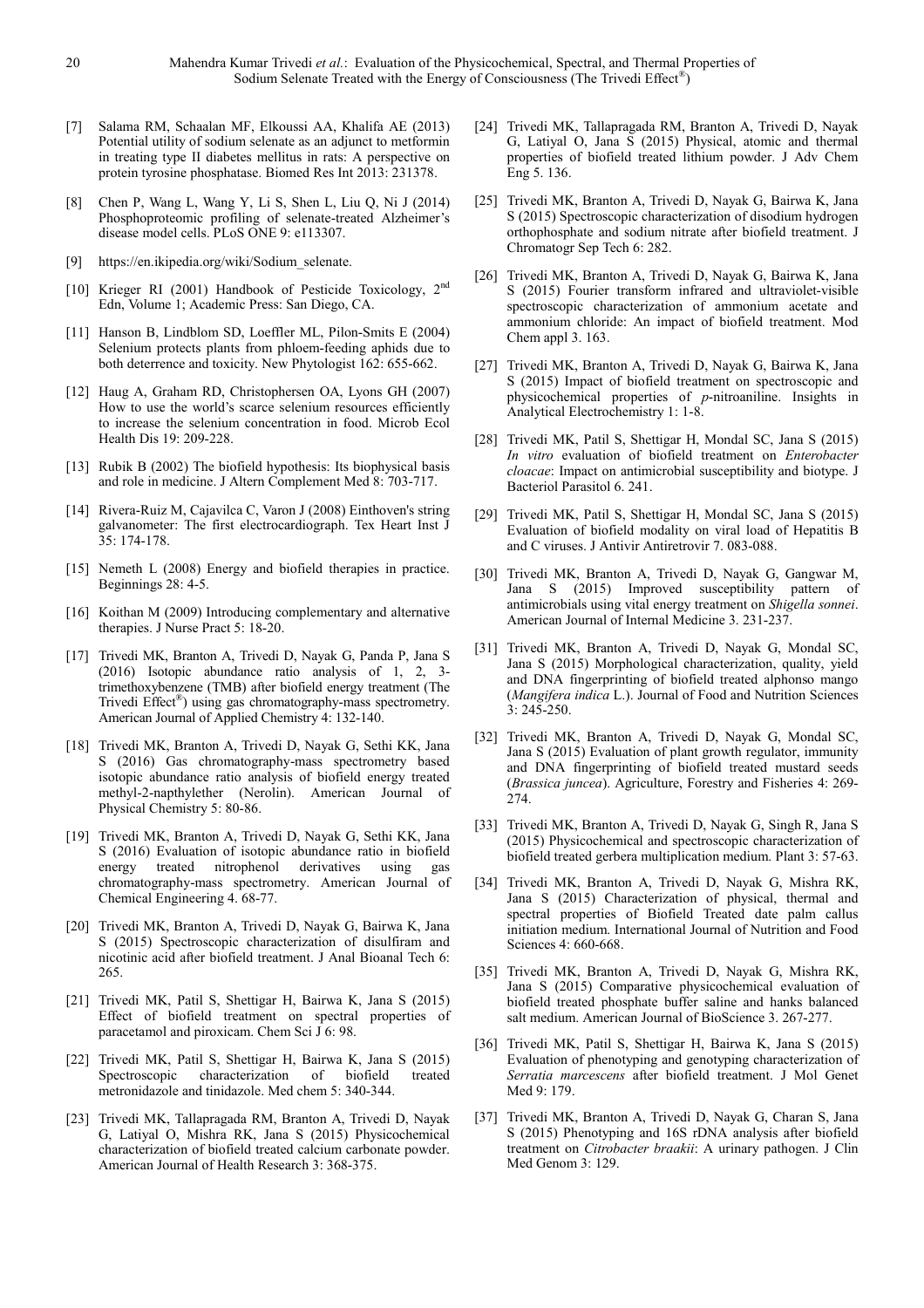[7] Salama RM, Schaalan MF, Elkoussi AA, Khalifa AE (2013) Potential utility of sodium selenate as an adjunct to metformin in treating type II diabetes mellitus in rats: A perspective on protein tyrosine phosphatase. Biomed Res Int 2013: 231378.

[8] Chen P, Wang L, Wang Y, Li S, Shen L, Liu Q, Ni J (2014) Phosphoproteomic profiling of selenate-treated Alzheimer's disease model cells. PLoS ONE 9: e113307.

[9] https://en.ikipedia.org/wiki/Sodium_selenate.

[10] Krieger RI (2001) Handbook of Pesticide Toxicology, 2nd Edn, Volume 1; Academic Press: San Diego, CA.

[11] Hanson B, Lindblom SD, Loeffler ML, Pilon-Smits E (2004) Selenium protects plants from phloem-feeding aphids due to both deterrence and toxicity. New Phytologist 162: 655-662.

[12] Haug A, Graham RD, Christophersen OA, Lyons GH (2007) How to use the world's scarce selenium resources efficiently to increase the selenium concentration in food. Microb Ecol Health Dis 19: 209-228.

[13] Rubik B (2002) The biofield hypothesis: Its biophysical basis and role in medicine. J Altern Complement Med 8: 703-717.

[14] Rivera-Ruiz M, Cajavilca C, Varon J (2008) Einthoven's string galvanometer: The first electrocardiograph. Tex Heart Inst J 35: 174-178.

[15] Nemeth L (2008) Energy and biofield therapies in practice. Beginnings 28: 4-5.

[16] Koithan M (2009) Introducing complementary and alternative therapies. J Nurse Pract 5: 18-20.

[17] Trivedi MK, Branton A, Trivedi D, Nayak G, Panda P, Jana S (2016) Isotopic abundance ratio analysis of 1, 2, 3-trimethoxybenzene (TMB) after biofield energy treatment (The Trivedi Effect®) using gas chromatography-mass spectrometry. American Journal of Applied Chemistry 4: 132-140.

[18] Trivedi MK, Branton A, Trivedi D, Nayak G, Sethi KK, Jana S (2016) Gas chromatography-mass spectrometry based isotopic abundance ratio analysis of biofield energy treated methyl-2-napthylether (Nerolin). American Journal of Physical Chemistry 5: 80-86.

[19] Trivedi MK, Branton A, Trivedi D, Nayak G, Sethi KK, Jana S (2016) Evaluation of isotopic abundance ratio in biofield energy treated nitrophenol derivatives using gas chromatography-mass spectrometry. American Journal of Chemical Engineering 4. 68-77.

[20] Trivedi MK, Branton A, Trivedi D, Nayak G, Bairwa K, Jana S (2015) Spectroscopic characterization of disulfiram and nicotinic acid after biofield treatment. J Anal Bioanal Tech 6: 265.

[21] Trivedi MK, Patil S, Shettigar H, Bairwa K, Jana S (2015) Effect of biofield treatment on spectral properties of paracetamol and piroxicam. Chem Sci J 6: 98.

[22] Trivedi MK, Patil S, Shettigar H, Bairwa K, Jana S (2015) Spectroscopic characterization of biofield treated metronidazole and tinidazole. Med chem 5: 340-344.

[23] Trivedi MK, Tallapragada RM, Branton A, Trivedi D, Nayak G, Latiyal O, Mishra RK, Jana S (2015) Physicochemical characterization of biofield treated calcium carbonate powder. American Journal of Health Research 3: 368-375.

[24] Trivedi MK, Tallapragada RM, Branton A, Trivedi D, Nayak G, Latiyal O, Jana S (2015) Physical, atomic and thermal properties of biofield treated lithium powder. J Adv Chem Eng 5. 136.

[25] Trivedi MK, Branton A, Trivedi D, Nayak G, Bairwa K, Jana S (2015) Spectroscopic characterization of disodium hydrogen orthophosphate and sodium nitrate after biofield treatment. J Chromatogr Sep Tech 6: 282.

[26] Trivedi MK, Branton A, Trivedi D, Nayak G, Bairwa K, Jana S (2015) Fourier transform infrared and ultraviolet-visible spectroscopic characterization of ammonium acetate and ammonium chloride: An impact of biofield treatment. Mod Chem appl 3. 163.

[27] Trivedi MK, Branton A, Trivedi D, Nayak G, Bairwa K, Jana S (2015) Impact of biofield treatment on spectroscopic and physicochemical properties of *p*-nitroaniline. Insights in Analytical Electrochemistry 1: 1-8.

[28] Trivedi MK, Patil S, Shettigar H, Mondal SC, Jana S (2015) *In vitro* evaluation of biofield treatment on *Enterobacter cloacae*: Impact on antimicrobial susceptibility and biotype. J Bacteriol Parasitol 6. 241.

[29] Trivedi MK, Patil S, Shettigar H, Mondal SC, Jana S (2015) Evaluation of biofield modality on viral load of Hepatitis B and C viruses. J Antivir Antiretrovir 7. 083-088.

[30] Trivedi MK, Branton A, Trivedi D, Nayak G, Gangwar M, Jana S (2015) Improved susceptibility pattern of antimicrobials using vital energy treatment on *Shigella sonnei*. American Journal of Internal Medicine 3. 231-237.

[31] Trivedi MK, Branton A, Trivedi D, Nayak G, Mondal SC, Jana S (2015) Morphological characterization, quality, yield and DNA fingerprinting of biofield treated alphonso mango (*Mangifera indica* L.). Journal of Food and Nutrition Sciences 3: 245-250.

[32] Trivedi MK, Branton A, Trivedi D, Nayak G, Mondal SC, Jana S (2015) Evaluation of plant growth regulator, immunity and DNA fingerprinting of biofield treated mustard seeds (*Brassica juncea*). Agriculture, Forestry and Fisheries 4: 269-274.

[33] Trivedi MK, Branton A, Trivedi D, Nayak G, Singh R, Jana S (2015) Physicochemical and spectroscopic characterization of biofield treated gerbera multiplication medium. Plant 3: 57-63.

[34] Trivedi MK, Branton A, Trivedi D, Nayak G, Mishra RK, Jana S (2015) Characterization of physical, thermal and spectral properties of Biofield Treated date palm callus initiation medium. International Journal of Nutrition and Food Sciences 4: 660-668.

[35] Trivedi MK, Branton A, Trivedi D, Nayak G, Mishra RK, Jana S (2015) Comparative physicochemical evaluation of biofield treated phosphate buffer saline and hanks balanced salt medium. American Journal of BioScience 3. 267-277.

[36] Trivedi MK, Patil S, Shettigar H, Bairwa K, Jana S (2015) Evaluation of phenotyping and genotyping characterization of *Serratia marcescens* after biofield treatment. J Mol Genet Med 9: 179.

[37] Trivedi MK, Branton A, Trivedi D, Nayak G, Charan S, Jana S (2015) Phenotyping and 16S rDNA analysis after biofield treatment on *Citrobacter braakii*: A urinary pathogen. J Clin Med Genom 3: 129.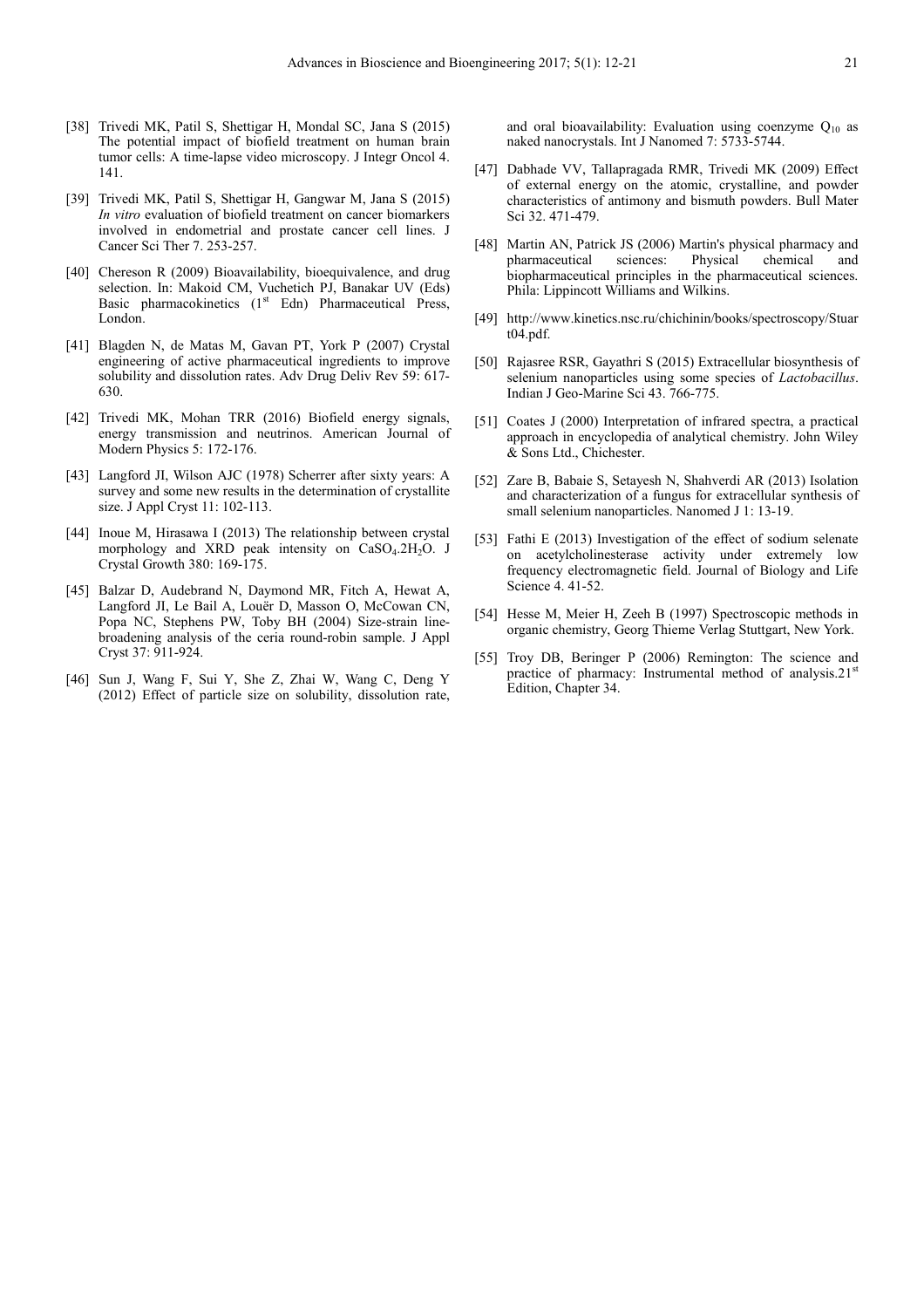[38] Trivedi MK, Patil S, Shettigar H, Mondal SC, Jana S (2015) The potential impact of biofield treatment on human brain tumor cells: A time-lapse video microscopy. J Integr Oncol 4. 141.

[39] Trivedi MK, Patil S, Shettigar H, Gangwar M, Jana S (2015) *In vitro* evaluation of biofield treatment on cancer biomarkers involved in endometrial and prostate cancer cell lines. J Cancer Sci Ther 7. 253-257.

[40] Chereson R (2009) Bioavailability, bioequivalence, and drug selection. In: Makoid CM, Vuchetich PJ, Banakar UV (Eds) Basic pharmacokinetics (1st Edn) Pharmaceutical Press, London.

[41] Blagden N, de Matas M, Gavan PT, York P (2007) Crystal engineering of active pharmaceutical ingredients to improve solubility and dissolution rates. Adv Drug Deliv Rev 59: 617-630.

[42] Trivedi MK, Mohan TRR (2016) Biofield energy signals, energy transmission and neutrinos. American Journal of Modern Physics 5: 172-176.

[43] Langford JI, Wilson AJC (1978) Scherrer after sixty years: A survey and some new results in the determination of crystallite size. J Appl Cryst 11: 102-113.

[44] Inoue M, Hirasawa I (2013) The relationship between crystal morphology and XRD peak intensity on $CaSO_4.2H_2O$. J Crystal Growth 380: 169-175.

[45] Balzar D, Audebrand N, Daymond MR, Fitch A, Hewat A, Langford JI, Le Bail A, Louër D, Masson O, McCowan CN, Popa NC, Stephens PW, Toby BH (2004) Size-strain line-broadening analysis of the ceria round-robin sample. J Appl Cryst 37: 911-924.

[46] Sun J, Wang F, Sui Y, She Z, Zhai W, Wang C, Deng Y (2012) Effect of particle size on solubility, dissolution rate, and oral bioavailability: Evaluation using coenzyme $Q_{10}$ as naked nanocrystals. Int J Nanomed 7: 5733-5744.

[47] Dabhade VV, Tallapragada RMR, Trivedi MK (2009) Effect of external energy on the atomic, crystalline, and powder characteristics of antimony and bismuth powders. Bull Mater Sci 32. 471-479.

[48] Martin AN, Patrick JS (2006) Martin's physical pharmacy and pharmaceutical sciences: Physical chemical and biopharmaceutical principles in the pharmaceutical sciences. Phila: Lippincott Williams and Wilkins.

[49] http://www.kinetics.nsc.ru/chichinin/books/spectroscopy/Stuart04.pdf.

[50] Rajasree RSR, Gayathri S (2015) Extracellular biosynthesis of selenium nanoparticles using some species of *Lactobacillus*. Indian J Geo-Marine Sci 43. 766-775.

[51] Coates J (2000) Interpretation of infrared spectra, a practical approach in encyclopedia of analytical chemistry. John Wiley & Sons Ltd., Chichester.

[52] Zare B, Babaie S, Setayesh N, Shahverdi AR (2013) Isolation and characterization of a fungus for extracellular synthesis of small selenium nanoparticles. Nanomed J 1: 13-19.

[53] Fathi E (2013) Investigation of the effect of sodium selenate on acetylcholinesterase activity under extremely low frequency electromagnetic field. Journal of Biology and Life Science 4. 41-52.

[54] Hesse M, Meier H, Zeeh B (1997) Spectroscopic methods in organic chemistry, Georg Thieme Verlag Stuttgart, New York.

[55] Troy DB, Beringer P (2006) Remington: The science and practice of pharmacy: Instrumental method of analysis.21st Edition, Chapter 34.